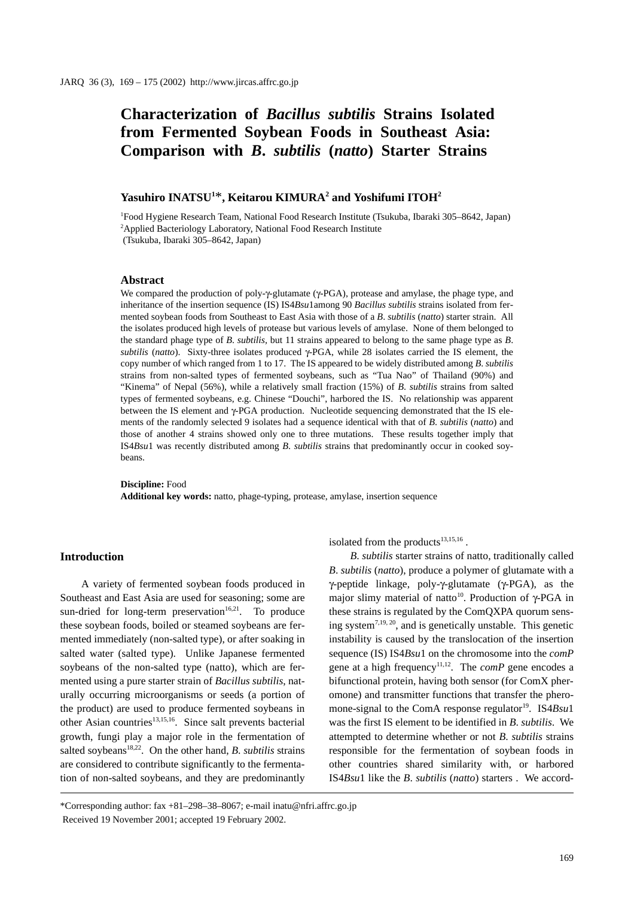# Characterization of *Bacillus subtilis* Strains Isolated from Fermented Soybean Foods in Southeast Asia: Comparison with *B. subtilis* (*natto*) Starter Strains

**Yasuhiro INATSU[1]*, Keitarou KIMURA[2] and Yoshifumi ITOH[2]**

[1]Food Hygiene Research Team, National Food Research Institute (Tsukuba, Ibaraki 305–8642, Japan)
[2]Applied Bacteriology Laboratory, National Food Research Institute (Tsukuba, Ibaraki 305–8642, Japan)

## Abstract

We compared the production of poly-γ-glutamate (γ-PGA), protease and amylase, the phage type, and inheritance of the insertion sequence (IS) IS4*Bsu*1among 90 *Bacillus subtilis* strains isolated from fermented soybean foods from Southeast to East Asia with those of a *B. subtilis* (*natto*) starter strain. All the isolates produced high levels of protease but various levels of amylase. None of them belonged to the standard phage type of *B. subtilis*, but 11 strains appeared to belong to the same phage type as *B. subtilis* (*natto*). Sixty-three isolates produced γ-PGA, while 28 isolates carried the IS element, the copy number of which ranged from 1 to 17. The IS appeared to be widely distributed among *B. subtilis* strains from non-salted types of fermented soybeans, such as "Tua Nao" of Thailand (90%) and "Kinema" of Nepal (56%), while a relatively small fraction (15%) of *B. subtilis* strains from salted types of fermented soybeans, e.g. Chinese "Douchi", harbored the IS. No relationship was apparent between the IS element and γ-PGA production. Nucleotide sequencing demonstrated that the IS elements of the randomly selected 9 isolates had a sequence identical with that of *B. subtilis* (*natto*) and those of another 4 strains showed only one to three mutations. These results together imply that IS4*Bsu*1 was recently distributed among *B. subtilis* strains that predominantly occur in cooked soybeans.

**Discipline:** Food
**Additional key words:** natto, phage-typing, protease, amylase, insertion sequence

## Introduction

A variety of fermented soybean foods produced in Southeast and East Asia are used for seasoning; some are sun-dried for long-term preservation[16,21]. To produce these soybean foods, boiled or steamed soybeans are fermented immediately (non-salted type), or after soaking in salted water (salted type). Unlike Japanese fermented soybeans of the non-salted type (natto), which are fermented using a pure starter strain of *Bacillus subtilis*, naturally occurring microorganisms or seeds (a portion of the product) are used to produce fermented soybeans in other Asian countries[13,15,16]. Since salt prevents bacterial growth, fungi play a major role in the fermentation of salted soybeans[18,22]. On the other hand, *B. subtilis* strains are considered to contribute significantly to the fermentation of non-salted soybeans, and they are predominantly isolated from the products[13,15,16].

*B. subtilis* starter strains of natto, traditionally called *B. subtilis* (*natto*), produce a polymer of glutamate with a γ-peptide linkage, poly-γ-glutamate (γ-PGA), as the major slimy material of natto[10]. Production of γ-PGA in these strains is regulated by the ComQXPA quorum sensing system[7,19,20], and is genetically unstable. This genetic instability is caused by the translocation of the insertion sequence (IS) IS4*Bsu*1 on the chromosome into the *comP* gene at a high frequency[11,12]. The *comP* gene encodes a bifunctional protein, having both sensor (for ComX pheromone) and transmitter functions that transfer the pheromone-signal to the ComA response regulator[19]. IS4*Bsu*1 was the first IS element to be identified in *B. subtilis*. We attempted to determine whether or not *B. subtilis* strains responsible for the fermentation of soybean foods in other countries shared similarity with, or harbored IS4*Bsu*1 like the *B. subtilis* (*natto*) starters . We accord-

*Corresponding author: fax +81–298–38–8067; e-mail inatu@nfri.affrc.go.jp
Received 19 November 2001; accepted 19 February 2002.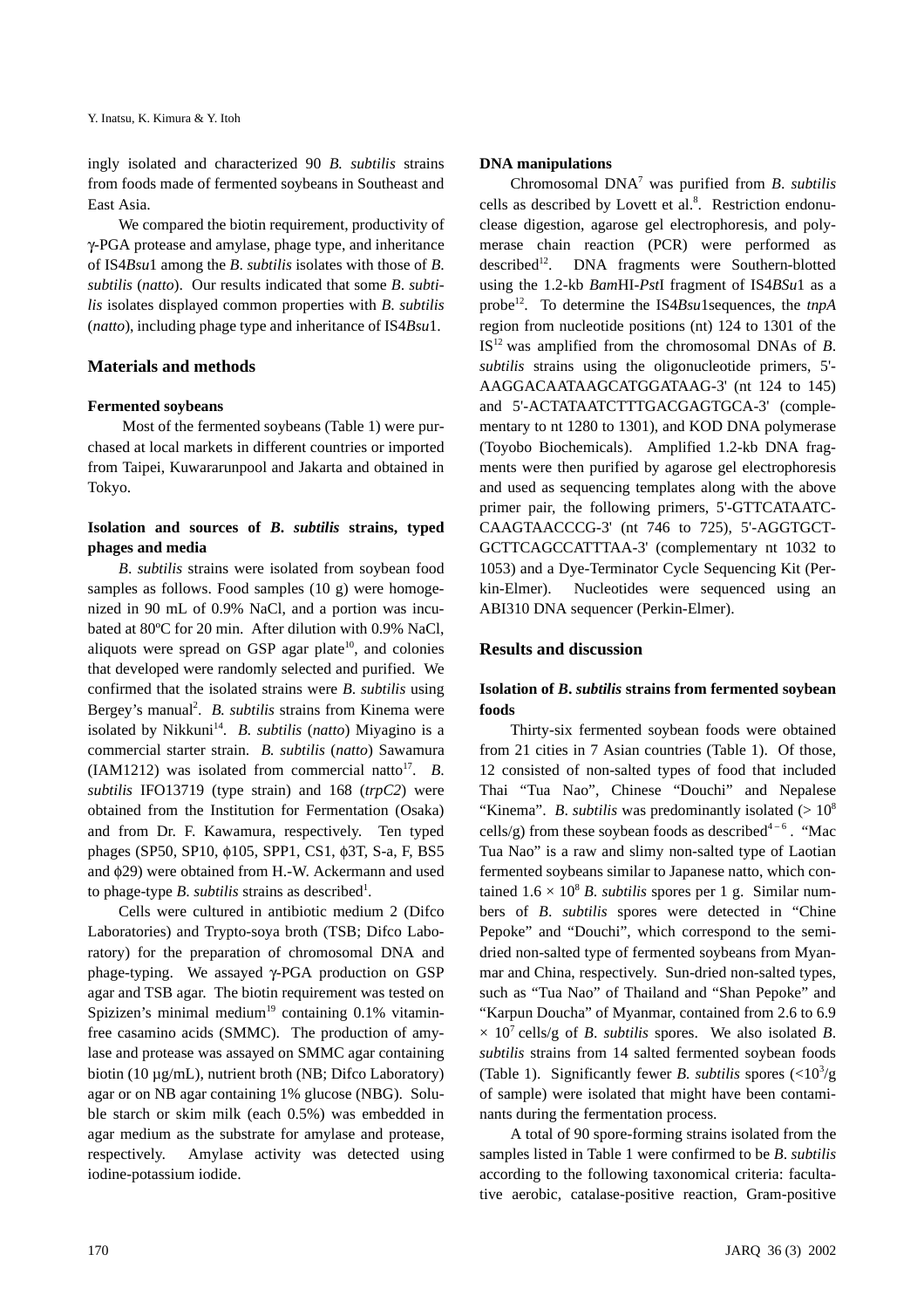ingly isolated and characterized 90 *B. subtilis* strains from foods made of fermented soybeans in Southeast and East Asia.

We compared the biotin requirement, productivity of γ-PGA protease and amylase, phage type, and inheritance of IS4*Bsu*1 among the *B. subtilis* isolates with those of *B. subtilis* (*natto*). Our results indicated that some *B. subtilis* isolates displayed common properties with *B. subtilis* (*natto*), including phage type and inheritance of IS4*Bsu*1.

## Materials and methods

### Fermented soybeans

Most of the fermented soybeans (Table 1) were purchased at local markets in different countries or imported from Taipei, Kuwararunpool and Jakarta and obtained in Tokyo.

### Isolation and sources of *B. subtilis* strains, typed phages and media

*B. subtilis* strains were isolated from soybean food samples as follows. Food samples (10 g) were homogenized in 90 mL of 0.9% NaCl, and a portion was incubated at 80°C for 20 min. After dilution with 0.9% NaCl, aliquots were spread on GSP agar plate[10], and colonies that developed were randomly selected and purified. We confirmed that the isolated strains were *B. subtilis* using Bergey's manual[2]. *B. subtilis* strains from Kinema were isolated by Nikkuni[14]. *B. subtilis* (*natto*) Miyagino is a commercial starter strain. *B. subtilis* (*natto*) Sawamura (IAM1212) was isolated from commercial natto[17]. *B. subtilis* IFO13719 (type strain) and 168 (*trpC2*) were obtained from the Institution for Fermentation (Osaka) and from Dr. F. Kawamura, respectively. Ten typed phages (SP50, SP10, ϕ105, SPP1, CS1, ϕ3T, S-a, F, BS5 and ϕ29) were obtained from H.-W. Ackermann and used to phage-type *B. subtilis* strains as described[1].

Cells were cultured in antibiotic medium 2 (Difco Laboratories) and Trypto-soya broth (TSB; Difco Laboratory) for the preparation of chromosomal DNA and phage-typing. We assayed γ-PGA production on GSP agar and TSB agar. The biotin requirement was tested on Spizizen's minimal medium[19] containing 0.1% vitamin-free casamino acids (SMMC). The production of amylase and protease was assayed on SMMC agar containing biotin (10 µg/mL), nutrient broth (NB; Difco Laboratory) agar or on NB agar containing 1% glucose (NBG). Soluble starch or skim milk (each 0.5%) was embedded in agar medium as the substrate for amylase and protease, respectively. Amylase activity was detected using iodine-potassium iodide.

### DNA manipulations

Chromosomal DNA[7] was purified from *B. subtilis* cells as described by Lovett et al.[8]. Restriction endonuclease digestion, agarose gel electrophoresis, and polymerase chain reaction (PCR) were performed as described[12]. DNA fragments were Southern-blotted using the 1.2-kb *Bam*HI-*Pst*I fragment of IS4*BSu*1 as a probe[12]. To determine the IS4*Bsu*1sequences, the *tnpA* region from nucleotide positions (nt) 124 to 1301 of the IS[12] was amplified from the chromosomal DNAs of *B. subtilis* strains using the oligonucleotide primers, 5'-AAGGACAATAAGCATGGATAAG-3' (nt 124 to 145) and 5'-ACTATAATCTTTGACGAGTGCA-3' (complementary to nt 1280 to 1301), and KOD DNA polymerase (Toyobo Biochemicals). Amplified 1.2-kb DNA fragments were then purified by agarose gel electrophoresis and used as sequencing templates along with the above primer pair, the following primers, 5'-GTTCATAATC-CAAGTAACCCG-3' (nt 746 to 725), 5'-AGGTGCT-GCTTCAGCCATTTAA-3' (complementary nt 1032 to 1053) and a Dye-Terminator Cycle Sequencing Kit (Perkin-Elmer). Nucleotides were sequenced using an ABI310 DNA sequencer (Perkin-Elmer).

## Results and discussion

### Isolation of *B. subtilis* strains from fermented soybean foods

Thirty-six fermented soybean foods were obtained from 21 cities in 7 Asian countries (Table 1). Of those, 12 consisted of non-salted types of food that included Thai "Tua Nao", Chinese "Douchi" and Nepalese "Kinema". *B. subtilis* was predominantly isolated ($> 10^8$ cells/g) from these soybean foods as described[4–6]. "Mac Tua Nao" is a raw and slimy non-salted type of Laotian fermented soybeans similar to Japanese natto, which contained $1.6 \times 10^8$ *B. subtilis* spores per 1 g. Similar numbers of *B. subtilis* spores were detected in "Chine Pepoke" and "Douchi", which correspond to the semi-dried non-salted type of fermented soybeans from Myanmar and China, respectively. Sun-dried non-salted types, such as "Tua Nao" of Thailand and "Shan Pepoke" and "Karpun Doucha" of Myanmar, contained from 2.6 to 6.9 $\times$ $10^7$ cells/g of *B. subtilis* spores. We also isolated *B. subtilis* strains from 14 salted fermented soybean foods (Table 1). Significantly fewer *B. subtilis* spores ($<10^3$/g of sample) were isolated that might have been contaminants during the fermentation process.

A total of 90 spore-forming strains isolated from the samples listed in Table 1 were confirmed to be *B. subtilis* according to the following taxonomical criteria: facultative aerobic, catalase-positive reaction, Gram-positive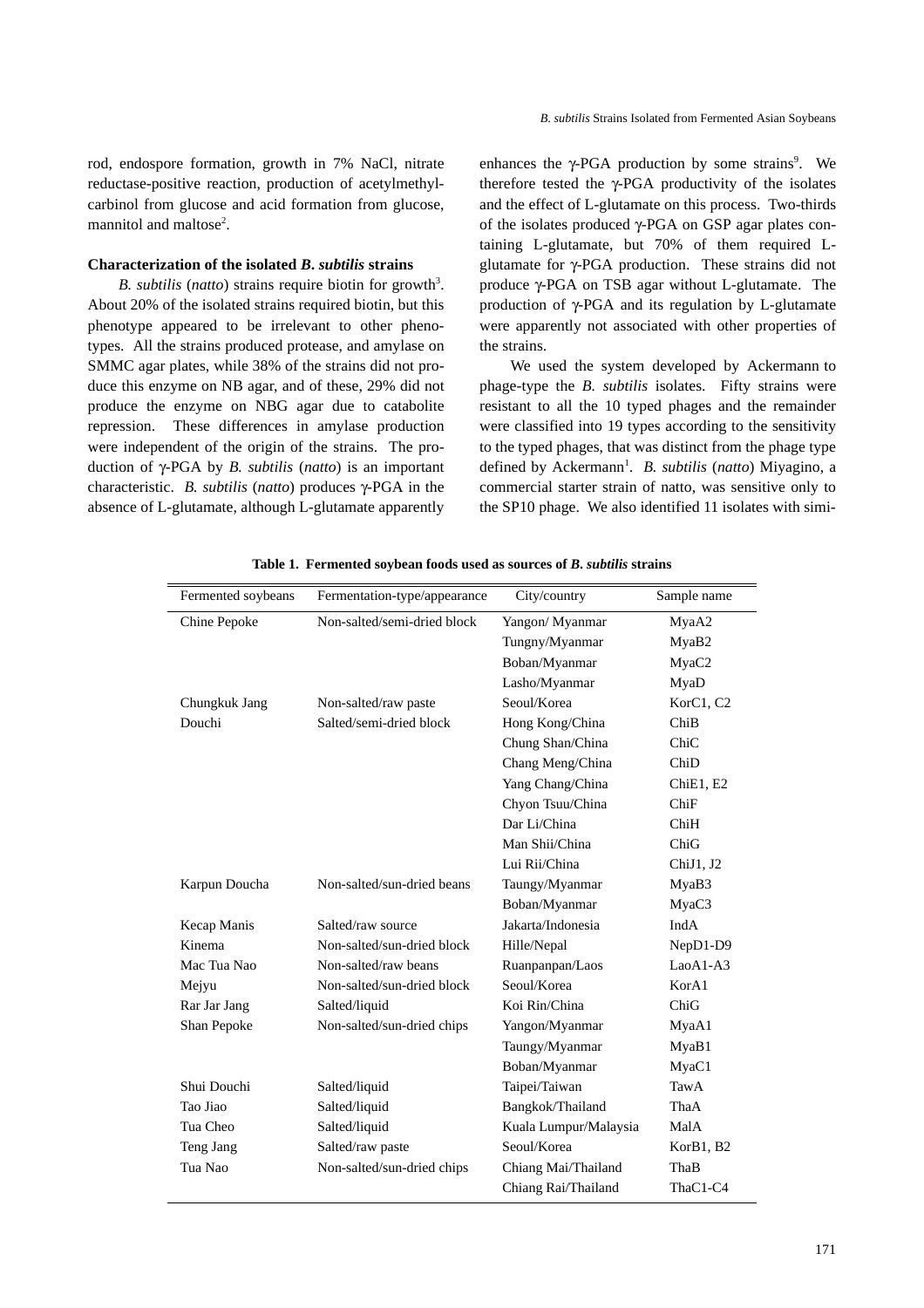rod, endospore formation, growth in 7% NaCl, nitrate reductase-positive reaction, production of acetylmethylcarbinol from glucose and acid formation from glucose, mannitol and maltose[2].

**Characterization of the isolated *B. subtilis* strains**

*B. subtilis* (*natto*) strains require biotin for growth[3]. About 20% of the isolated strains required biotin, but this phenotype appeared to be irrelevant to other phenotypes. All the strains produced protease, and amylase on SMMC agar plates, while 38% of the strains did not produce this enzyme on NB agar, and of these, 29% did not produce the enzyme on NBG agar due to catabolite repression. These differences in amylase production were independent of the origin of the strains. The production of γ-PGA by *B. subtilis* (*natto*) is an important characteristic. *B. subtilis* (*natto*) produces γ-PGA in the absence of L-glutamate, although L-glutamate apparently enhances the γ-PGA production by some strains[9]. We therefore tested the γ-PGA productivity of the isolates and the effect of L-glutamate on this process. Two-thirds of the isolates produced γ-PGA on GSP agar plates containing L-glutamate, but 70% of them required L-glutamate for γ-PGA production. These strains did not produce γ-PGA on TSB agar without L-glutamate. The production of γ-PGA and its regulation by L-glutamate were apparently not associated with other properties of the strains.

We used the system developed by Ackermann to phage-type the *B. subtilis* isolates. Fifty strains were resistant to all the 10 typed phages and the remainder were classified into 19 types according to the sensitivity to the typed phages, that was distinct from the phage type defined by Ackermann[1]. *B. subtilis* (*natto*) Miyagino, a commercial starter strain of natto, was sensitive only to the SP10 phage. We also identified 11 isolates with simi-

**Table 1. Fermented soybean foods used as sources of *B. subtilis* strains**

| Fermented soybeans | Fermentation-type/appearance | City/country | Sample name |
|---|---|---|---|
| Chine Pepoke | Non-salted/semi-dried block | Yangon/ Myanmar | MyaA2 |
| | | Tungny/Myanmar | MyaB2 |
| | | Boban/Myanmar | MyaC2 |
| | | Lasho/Myanmar | MyaD |
| Chungkuk Jang | Non-salted/raw paste | Seoul/Korea | KorC1, C2 |
| Douchi | Salted/semi-dried block | Hong Kong/China | ChiB |
| | | Chung Shan/China | ChiC |
| | | Chang Meng/China | ChiD |
| | | Yang Chang/China | ChiE1, E2 |
| | | Chyon Tsuu/China | ChiF |
| | | Dar Li/China | ChiH |
| | | Man Shii/China | ChiG |
| | | Lui Rii/China | ChiJ1, J2 |
| Karpun Doucha | Non-salted/sun-dried beans | Taungy/Myanmar | MyaB3 |
| | | Boban/Myanmar | MyaC3 |
| Kecap Manis | Salted/raw source | Jakarta/Indonesia | IndA |
| Kinema | Non-salted/sun-dried block | Hille/Nepal | NepD1-D9 |
| Mac Tua Nao | Non-salted/raw beans | Ruanpanpan/Laos | LaoA1-A3 |
| Mejyu | Non-salted/sun-dried block | Seoul/Korea | KorA1 |
| Rar Jar Jang | Salted/liquid | Koi Rin/China | ChiG |
| Shan Pepoke | Non-salted/sun-dried chips | Yangon/Myanmar | MyaA1 |
| | | Taungy/Myanmar | MyaB1 |
| | | Boban/Myanmar | MyaC1 |
| Shui Douchi | Salted/liquid | Taipei/Taiwan | TawA |
| Tao Jiao | Salted/liquid | Bangkok/Thailand | ThaA |
| Tua Cheo | Salted/liquid | Kuala Lumpur/Malaysia | MalA |
| Teng Jang | Salted/raw paste | Seoul/Korea | KorB1, B2 |
| Tua Nao | Non-salted/sun-dried chips | Chiang Mai/Thailand | ThaB |
| | | Chiang Rai/Thailand | ThaC1-C4 |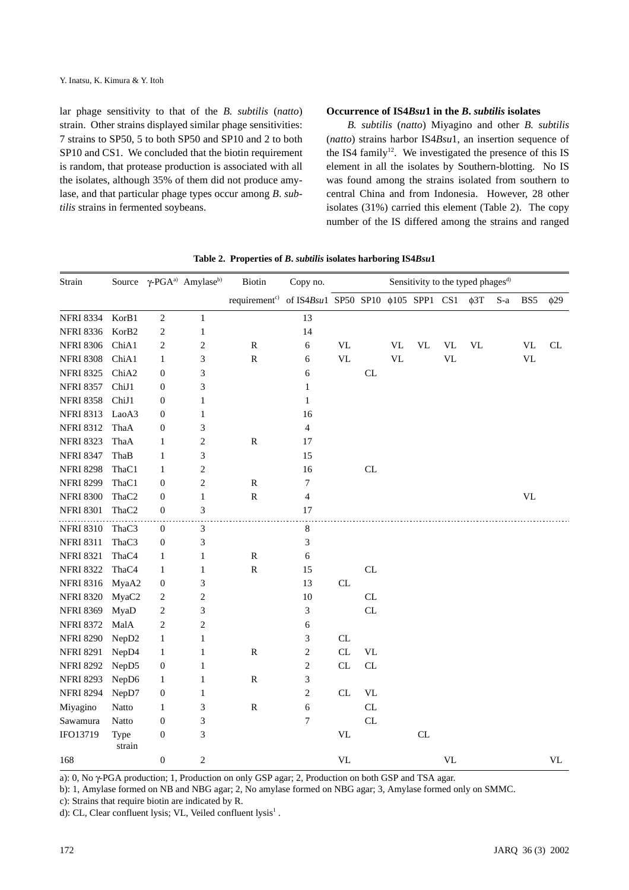lar phage sensitivity to that of the *B. subtilis* (*natto*) strain. Other strains displayed similar phage sensitivities: 7 strains to SP50, 5 to both SP50 and SP10 and 2 to both SP10 and CS1. We concluded that the biotin requirement is random, that protease production is associated with all the isolates, although 35% of them did not produce amylase, and that particular phage types occur among *B. subtilis* strains in fermented soybeans.

### Occurrence of IS4*Bsu*1 in the *B. subtilis* isolates

*B. subtilis* (*natto*) Miyagino and other *B. subtilis* (*natto*) strains harbor IS4*Bsu*1, an insertion sequence of the IS4 family[12]. We investigated the presence of this IS element in all the isolates by Southern-blotting. No IS was found among the strains isolated from southern to central China and from Indonesia. However, 28 other isolates (31%) carried this element (Table 2). The copy number of the IS differed among the strains and ranged

**Table 2. Properties of *B. subtilis* isolates harboring IS4*Bsu*1**

| Strain | Source | γ-PGA[a)] | Amylase[b)] | Biotin requirement[c)] | Copy no. of IS4*Bsu*1 | Sensitivity to the typed phages[d)] SP50 | SP10 | φ105 | SPP1 | CS1 | φ3T | S-a | BS5 | φ29 |
|---|---|---|---|---|---|---|---|---|---|---|---|---|---|---|
| NFRI 8334 | KorB1 | 2 | 1 | | 13 | | | | | | | | | |
| NFRI 8336 | KorB2 | 2 | 1 | | 14 | | | | | | | | | |
| NFRI 8306 | ChiA1 | 2 | 2 | R | 6 | VL | | VL | VL | VL | VL | | VL | CL |
| NFRI 8308 | ChiA1 | 1 | 3 | R | 6 | VL | | VL | | VL | | | VL | |
| NFRI 8325 | ChiA2 | 0 | 3 | | 6 | | CL | | | | | | | |
| NFRI 8357 | ChiJ1 | 0 | 3 | | 1 | | | | | | | | | |
| NFRI 8358 | ChiJ1 | 0 | 1 | | 1 | | | | | | | | | |
| NFRI 8313 | LaoA3 | 0 | 1 | | 16 | | | | | | | | | |
| NFRI 8312 | ThaA | 0 | 3 | | 4 | | | | | | | | | |
| NFRI 8323 | ThaA | 1 | 2 | R | 17 | | | | | | | | | |
| NFRI 8347 | ThaB | 1 | 3 | | 15 | | | | | | | | | |
| NFRI 8298 | ThaC1 | 1 | 2 | | 16 | | CL | | | | | | | |
| NFRI 8299 | ThaC1 | 0 | 2 | R | 7 | | | | | | | | | |
| NFRI 8300 | ThaC2 | 0 | 1 | R | 4 | | | | | | | | VL | |
| NFRI 8301 | ThaC2 | 0 | 3 | | 17 | | | | | | | | | |
| NFRI 8310 | ThaC3 | 0 | 3 | | 8 | | | | | | | | | |
| NFRI 8311 | ThaC3 | 0 | 3 | | 3 | | | | | | | | | |
| NFRI 8321 | ThaC4 | 1 | 1 | R | 6 | | | | | | | | | |
| NFRI 8322 | ThaC4 | 1 | 1 | R | 15 | | CL | | | | | | | |
| NFRI 8316 | MyaA2 | 0 | 3 | | 13 | CL | | | | | | | | |
| NFRI 8320 | MyaC2 | 2 | 2 | | 10 | | CL | | | | | | | |
| NFRI 8369 | MyaD | 2 | 3 | | 3 | | CL | | | | | | | |
| NFRI 8372 | MalA | 2 | 2 | | 6 | | | | | | | | | |
| NFRI 8290 | NepD2 | 1 | 1 | | 3 | CL | | | | | | | | |
| NFRI 8291 | NepD4 | 1 | 1 | R | 2 | CL | VL | | | | | | | |
| NFRI 8292 | NepD5 | 0 | 1 | | 2 | CL | CL | | | | | | | |
| NFRI 8293 | NepD6 | 1 | 1 | R | 3 | | | | | | | | | |
| NFRI 8294 | NepD7 | 0 | 1 | | 2 | CL | VL | | | | | | | |
| Miyagino | Natto | 1 | 3 | R | 6 | | CL | | | | | | | |
| Sawamura | Natto | 0 | 3 | | 7 | | CL | | | | | | | |
| IFO13719 | Type strain | 0 | 3 | | | VL | | | CL | | | | | |
| 168 | | 0 | 2 | | | VL | | | | VL | | | | VL |

a): 0, No γ-PGA production; 1, Production on only GSP agar; 2, Production on both GSP and TSA agar.

b): 1, Amylase formed on NB and NBG agar; 2, No amylase formed on NBG agar; 3, Amylase formed only on SMMC.

c): Strains that require biotin are indicated by R.

d): CL, Clear confluent lysis; VL, Veiled confluent lysis[1].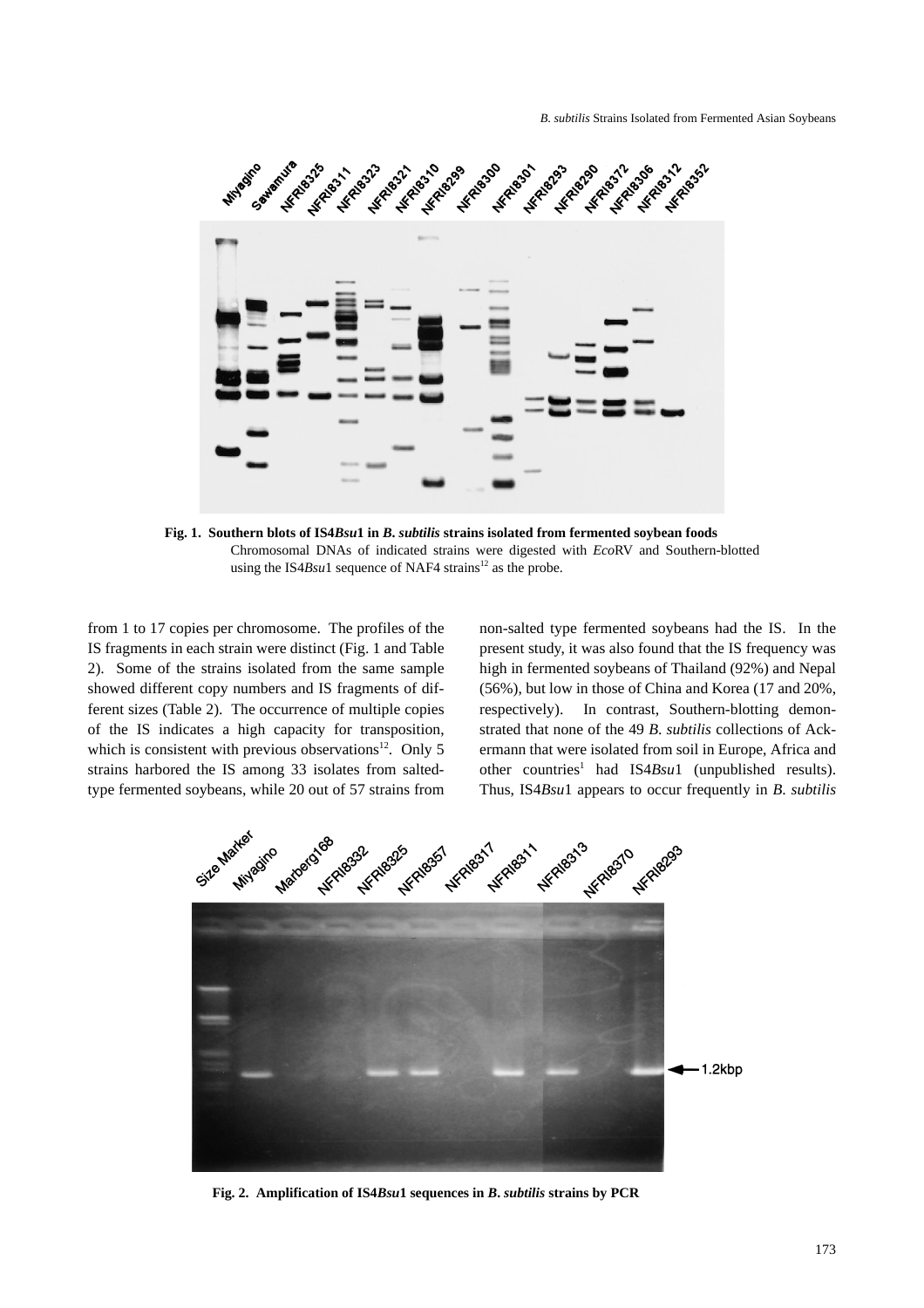**Fig. 1. Southern blots of IS4*Bsu*1 in *B. subtilis* strains isolated from fermented soybean foods**

Chromosomal DNAs of indicated strains were digested with *Eco*RV and Southern-blotted using the IS4*Bsu*1 sequence of NAF4 strains[12] as the probe.

from 1 to 17 copies per chromosome. The profiles of the IS fragments in each strain were distinct (Fig. 1 and Table 2). Some of the strains isolated from the same sample showed different copy numbers and IS fragments of different sizes (Table 2). The occurrence of multiple copies of the IS indicates a high capacity for transposition, which is consistent with previous observations[12]. Only 5 strains harbored the IS among 33 isolates from salted-type fermented soybeans, while 20 out of 57 strains from non-salted type fermented soybeans had the IS. In the present study, it was also found that the IS frequency was high in fermented soybeans of Thailand (92%) and Nepal (56%), but low in those of China and Korea (17 and 20%, respectively). In contrast, Southern-blotting demonstrated that none of the 49 *B. subtilis* collections of Ackermann that were isolated from soil in Europe, Africa and other countries[1] had IS4*Bsu*1 (unpublished results). Thus, IS4*Bsu*1 appears to occur frequently in *B. subtilis*

**Fig. 2. Amplification of IS4*Bsu*1 sequences in *B. subtilis* strains by PCR**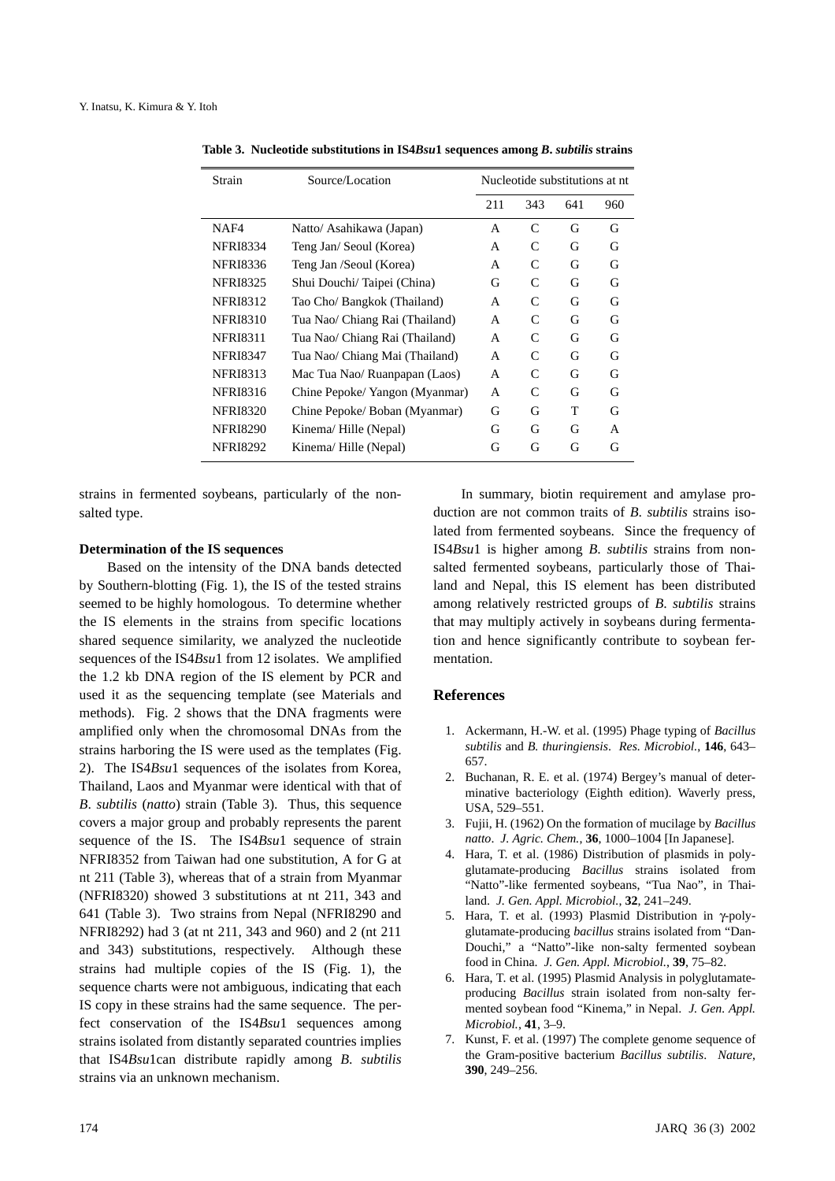**Table 3. Nucleotide substitutions in IS4*Bsu*1 sequences among *B. subtilis* strains**

| Strain | Source/Location | Nucleotide substitutions at nt | | | |
|---|---|---|---|---|---|
| | | 211 | 343 | 641 | 960 |
| NAF4 | Natto/ Asahikawa (Japan) | A | C | G | G |
| NFRI8334 | Teng Jan/ Seoul (Korea) | A | C | G | G |
| NFRI8336 | Teng Jan /Seoul (Korea) | A | C | G | G |
| NFRI8325 | Shui Douchi/ Taipei (China) | G | C | G | G |
| NFRI8312 | Tao Cho/ Bangkok (Thailand) | A | C | G | G |
| NFRI8310 | Tua Nao/ Chiang Rai (Thailand) | A | C | G | G |
| NFRI8311 | Tua Nao/ Chiang Rai (Thailand) | A | C | G | G |
| NFRI8347 | Tua Nao/ Chiang Mai (Thailand) | A | C | G | G |
| NFRI8313 | Mac Tua Nao/ Ruanpapan (Laos) | A | C | G | G |
| NFRI8316 | Chine Pepoke/ Yangon (Myanmar) | A | C | G | G |
| NFRI8320 | Chine Pepoke/ Boban (Myanmar) | G | G | T | G |
| NFRI8290 | Kinema/ Hille (Nepal) | G | G | G | A |
| NFRI8292 | Kinema/ Hille (Nepal) | G | G | G | G |

strains in fermented soybeans, particularly of the non-salted type.

**Determination of the IS sequences**

Based on the intensity of the DNA bands detected by Southern-blotting (Fig. 1), the IS of the tested strains seemed to be highly homologous. To determine whether the IS elements in the strains from specific locations shared sequence similarity, we analyzed the nucleotide sequences of the IS4*Bsu*1 from 12 isolates. We amplified the 1.2 kb DNA region of the IS element by PCR and used it as the sequencing template (see Materials and methods). Fig. 2 shows that the DNA fragments were amplified only when the chromosomal DNAs from the strains harboring the IS were used as the templates (Fig. 2). The IS4*Bsu*1 sequences of the isolates from Korea, Thailand, Laos and Myanmar were identical with that of *B. subtilis* (*natto*) strain (Table 3). Thus, this sequence covers a major group and probably represents the parent sequence of the IS. The IS4*Bsu*1 sequence of strain NFRI8352 from Taiwan had one substitution, A for G at nt 211 (Table 3), whereas that of a strain from Myanmar (NFRI8320) showed 3 substitutions at nt 211, 343 and 641 (Table 3). Two strains from Nepal (NFRI8290 and NFRI8292) had 3 (at nt 211, 343 and 960) and 2 (nt 211 and 343) substitutions, respectively. Although these strains had multiple copies of the IS (Fig. 1), the sequence charts were not ambiguous, indicating that each IS copy in these strains had the same sequence. The perfect conservation of the IS4*Bsu*1 sequences among strains isolated from distantly separated countries implies that IS4*Bsu*1can distribute rapidly among *B. subtilis* strains via an unknown mechanism.

In summary, biotin requirement and amylase production are not common traits of *B. subtilis* strains isolated from fermented soybeans. Since the frequency of IS4*Bsu*1 is higher among *B. subtilis* strains from non-salted fermented soybeans, particularly those of Thailand and Nepal, this IS element has been distributed among relatively restricted groups of *B. subtilis* strains that may multiply actively in soybeans during fermentation and hence significantly contribute to soybean fermentation.

## References

1. Ackermann, H.-W. et al. (1995) Phage typing of *Bacillus subtilis* and *B. thuringiensis*. *Res. Microbiol.*, **146**, 643–657.
2. Buchanan, R. E. et al. (1974) Bergey's manual of determinative bacteriology (Eighth edition). Waverly press, USA, 529–551.
3. Fujii, H. (1962) On the formation of mucilage by *Bacillus natto*. *J. Agric. Chem.*, **36**, 1000–1004 [In Japanese].
4. Hara, T. et al. (1986) Distribution of plasmids in polyglutamate-producing *Bacillus* strains isolated from "Natto"-like fermented soybeans, "Tua Nao", in Thailand. *J. Gen. Appl. Microbiol.*, **32**, 241–249.
5. Hara, T. et al. (1993) Plasmid Distribution in γ-polyglutamate-producing *bacillus* strains isolated from "Dan-Douchi," a "Natto"-like non-salty fermented soybean food in China. *J. Gen. Appl. Microbiol.*, **39**, 75–82.
6. Hara, T. et al. (1995) Plasmid Analysis in polyglutamate-producing *Bacillus* strain isolated from non-salty fermented soybean food "Kinema," in Nepal. *J. Gen. Appl. Microbiol.*, **41**, 3–9.
7. Kunst, F. et al. (1997) The complete genome sequence of the Gram-positive bacterium *Bacillus subtilis*. *Nature*, **390**, 249–256.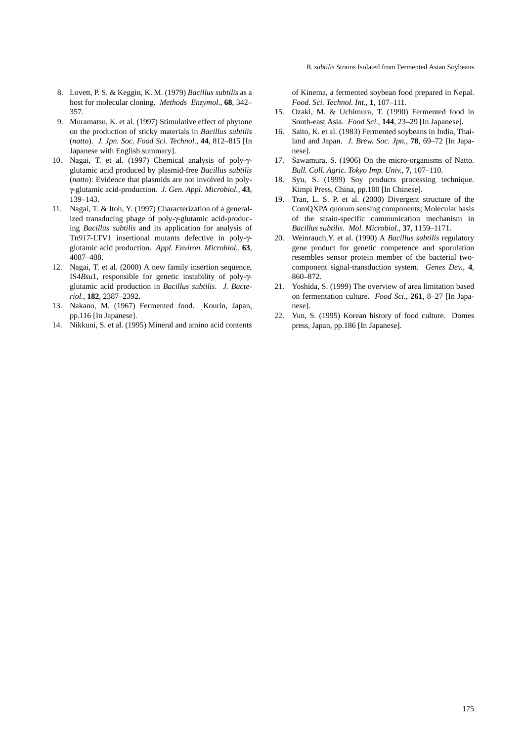8. Lovett, P. S. & Keggin, K. M. (1979) *Bacillus subtilis* as a host for molecular cloning. *Methods Enzymol.*, **68**, 342–357.
9. Muramatsu, K. et al. (1997) Stimulative effect of phytone on the production of sticky materials in *Bacillus subtilis* (*natto*). *J. Jpn. Soc. Food Sci. Technol.*, **44**, 812–815 [In Japanese with English summary].
10. Nagai, T. et al. (1997) Chemical analysis of poly-γ-glutamic acid produced by plasmid-free *Bacillus subtilis* (*natto*): Evidence that plasmids are not involved in poly-γ-glutamic acid-production. *J. Gen. Appl. Microbiol.*, **43**, 139–143.
11. Nagai, T. & Itoh, Y. (1997) Characterization of a generalized transducing phage of poly-γ-glutamic acid-producing *Bacillus subtilis* and its application for analysis of Tn*917*-LTV1 insertional mutants defective in poly-γ-glutamic acid production. *Appl. Environ. Microbiol.*, **63**, 4087–408.
12. Nagai, T. et al. (2000) A new family insertion sequence, IS4*Bsu*1, responsible for genetic instability of poly-γ-glutamic acid production in *Bacillus subtilis*. *J. Bacteriol.*, **182**, 2387–2392.
13. Nakano, M. (1967) Fermented food. Kourin, Japan, pp.116 [In Japanese].
14. Nikkuni, S. et al. (1995) Mineral and amino acid contents of Kinema, a fermented soybean food prepared in Nepal. *Food. Sci. Technol. Int.*, **1**, 107–111.
15. Ozaki, M. & Uchimura, T. (1990) Fermented food in South-east Asia. *Food Sci.*, **144**, 23–29 [In Japanese].
16. Saito, K. et al. (1983) Fermented soybeans in India, Thailand and Japan. *J. Brew. Soc. Jpn.*, **78**, 69–72 [In Japanese].
17. Sawamura, S. (1906) On the micro-organisms of Natto. *Bull. Coll. Agric. Tokyo Imp. Univ.*, **7**, 107–110.
18. Syu, S. (1999) Soy products processing technique. Kimpi Press, China, pp.100 [In Chinese].
19. Tran, L. S. P. et al. (2000) Divergent structure of the ComQXPA quorum sensing components; Molecular basis of the strain-specific communication mechanism in *Bacillus subtilis*. *Mol. Microbiol.*, **37**, 1159–1171.
20. Weinrauch,Y. et al. (1990) A *Bacillus subtilis* regulatory gene product for genetic competence and sporulation resembles sensor protein member of the bacterial two-component signal-transduction system. *Genes Dev.*, **4**, 860–872.
21. Yoshida, S. (1999) The overview of area limitation based on fermentation culture. *Food Sci.*, **261**, 8–27 [In Japanese].
22. Yun, S. (1995) Korean history of food culture. Domes press, Japan, pp.186 [In Japanese].